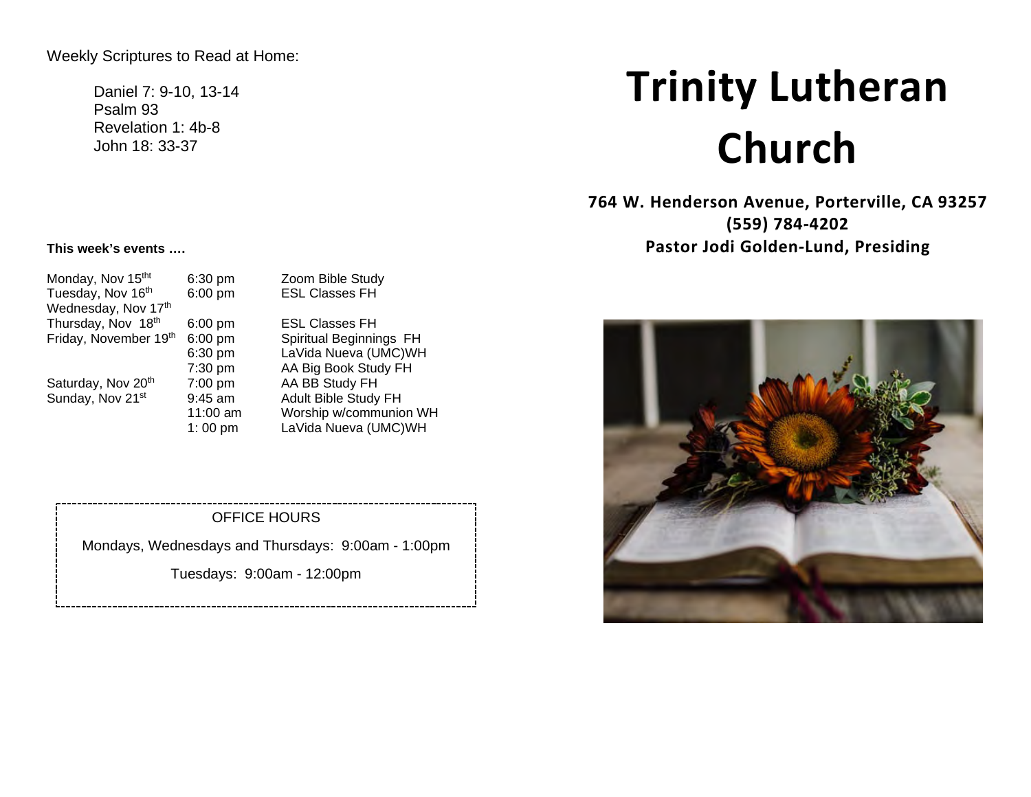Weekly Scriptures to Read at Home:

Daniel 7: 9-10, 13-14
Psalm 93
Revelation 1: 4b-8
John 18: 33-37

**This week's events ….**

| | | |
|---|---|---|
| Monday, Nov 15tht | 6:30 pm | Zoom Bible Study |
| Tuesday, Nov 16th | 6:00 pm | ESL Classes FH |
| Wednesday, Nov 17th | | |
| Thursday, Nov 18th | 6:00 pm | ESL Classes FH |
| Friday, November 19th | 6:00 pm | Spiritual Beginnings FH |
| | 6:30 pm | LaVida Nueva (UMC)WH |
| | 7:30 pm | AA Big Book Study FH |
| Saturday, Nov 20th | 7:00 pm | AA BB Study FH |
| Sunday, Nov 21st | 9:45 am | Adult Bible Study FH |
| | 11:00 am | Worship w/communion WH |
| | 1: 00 pm | LaVida Nueva (UMC)WH |

OFFICE HOURS

Mondays, Wednesdays and Thursdays: 9:00am - 1:00pm

Tuesdays: 9:00am - 12:00pm

# Trinity Lutheran Church

**764 W. Henderson Avenue, Porterville, CA 93257**
**(559) 784-4202**
**Pastor Jodi Golden-Lund, Presiding**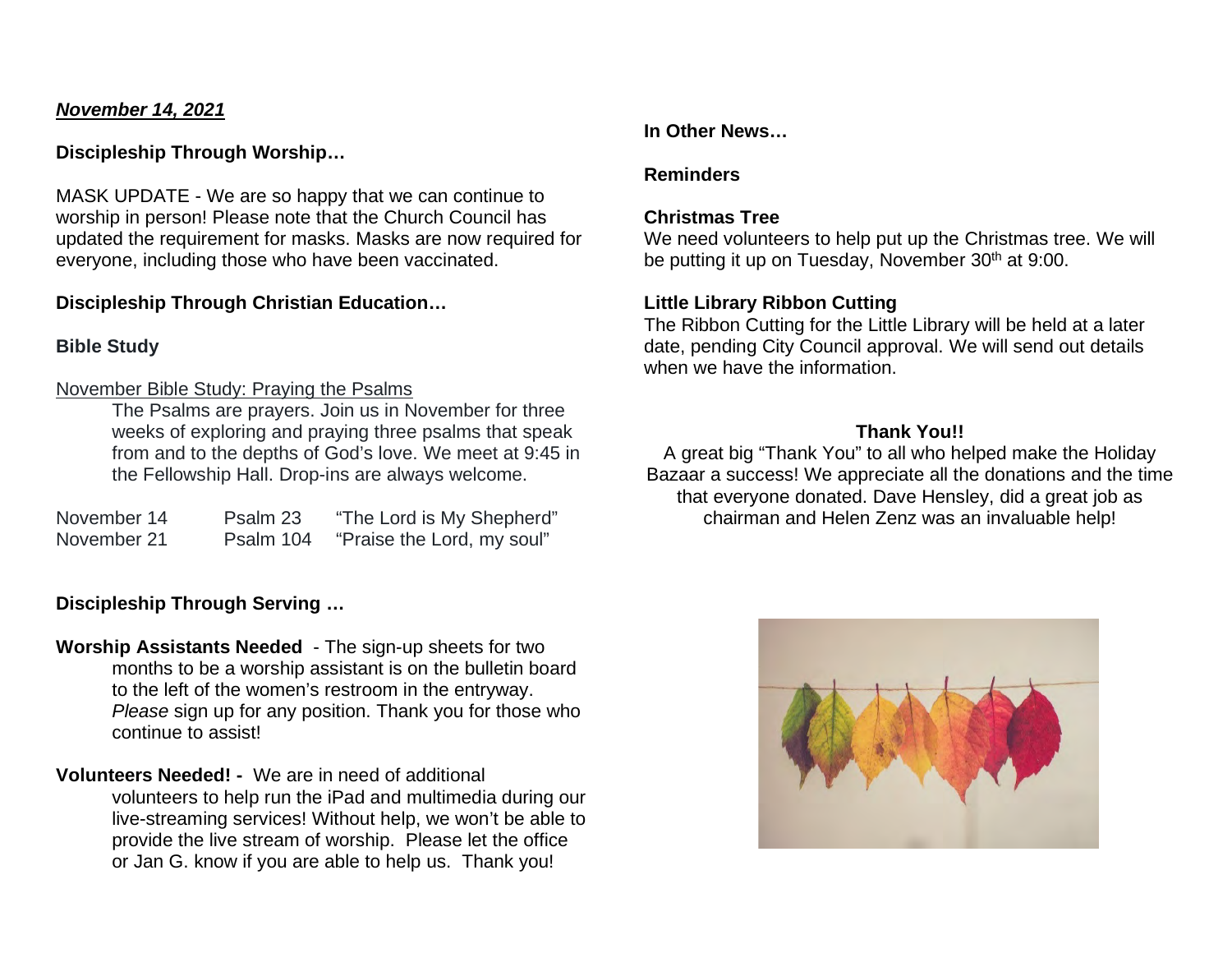***November 14, 2021***

**Discipleship Through Worship…**

MASK UPDATE - We are so happy that we can continue to worship in person! Please note that the Church Council has updated the requirement for masks. Masks are now required for everyone, including those who have been vaccinated.

**Discipleship Through Christian Education…**

**Bible Study**

November Bible Study: Praying the Psalms

The Psalms are prayers. Join us in November for three weeks of exploring and praying three psalms that speak from and to the depths of God's love. We meet at 9:45 in the Fellowship Hall. Drop-ins are always welcome.

| | | |
|---|---|---|
| November 14 | Psalm 23 | "The Lord is My Shepherd" |
| November 21 | Psalm 104 | "Praise the Lord, my soul" |

**Discipleship Through Serving …**

**Worship Assistants Needed** - The sign-up sheets for two months to be a worship assistant is on the bulletin board to the left of the women's restroom in the entryway. *Please* sign up for any position. Thank you for those who continue to assist!

**Volunteers Needed! -** We are in need of additional volunteers to help run the iPad and multimedia during our live-streaming services! Without help, we won't be able to provide the live stream of worship. Please let the office or Jan G. know if you are able to help us. Thank you!

**In Other News…**

**Reminders**

**Christmas Tree**

We need volunteers to help put up the Christmas tree. We will be putting it up on Tuesday, November 30th at 9:00.

**Little Library Ribbon Cutting**

The Ribbon Cutting for the Little Library will be held at a later date, pending City Council approval. We will send out details when we have the information.

**Thank You!!**

A great big "Thank You" to all who helped make the Holiday Bazaar a success! We appreciate all the donations and the time that everyone donated. Dave Hensley, did a great job as chairman and Helen Zenz was an invaluable help!